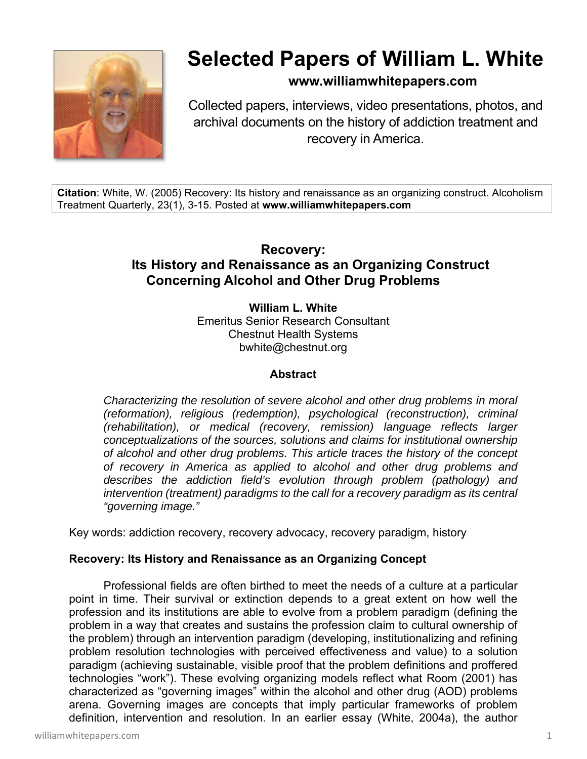# Selected Papers of William L. White

**www.williamwhitepapers.com**

Collected papers, interviews, video presentations, photos, and archival documents on the history of addiction treatment and recovery in America.

**Citation**: White, W. (2005) Recovery: Its history and renaissance as an organizing construct. Alcoholism Treatment Quarterly, 23(1), 3-15. Posted at **www.williamwhitepapers.com**

## Recovery: Its History and Renaissance as an Organizing Construct Concerning Alcohol and Other Drug Problems

**William L. White**
Emeritus Senior Research Consultant
Chestnut Health Systems
bwhite@chestnut.org

### Abstract

*Characterizing the resolution of severe alcohol and other drug problems in moral (reformation), religious (redemption), psychological (reconstruction), criminal (rehabilitation), or medical (recovery, remission) language reflects larger conceptualizations of the sources, solutions and claims for institutional ownership of alcohol and other drug problems. This article traces the history of the concept of recovery in America as applied to alcohol and other drug problems and describes the addiction field's evolution through problem (pathology) and intervention (treatment) paradigms to the call for a recovery paradigm as its central "governing image."*

Key words: addiction recovery, recovery advocacy, recovery paradigm, history

### Recovery: Its History and Renaissance as an Organizing Concept

Professional fields are often birthed to meet the needs of a culture at a particular point in time. Their survival or extinction depends to a great extent on how well the profession and its institutions are able to evolve from a problem paradigm (defining the problem in a way that creates and sustains the profession claim to cultural ownership of the problem) through an intervention paradigm (developing, institutionalizing and refining problem resolution technologies with perceived effectiveness and value) to a solution paradigm (achieving sustainable, visible proof that the problem definitions and proffered technologies "work"). These evolving organizing models reflect what Room (2001) has characterized as "governing images" within the alcohol and other drug (AOD) problems arena. Governing images are concepts that imply particular frameworks of problem definition, intervention and resolution. In an earlier essay (White, 2004a), the author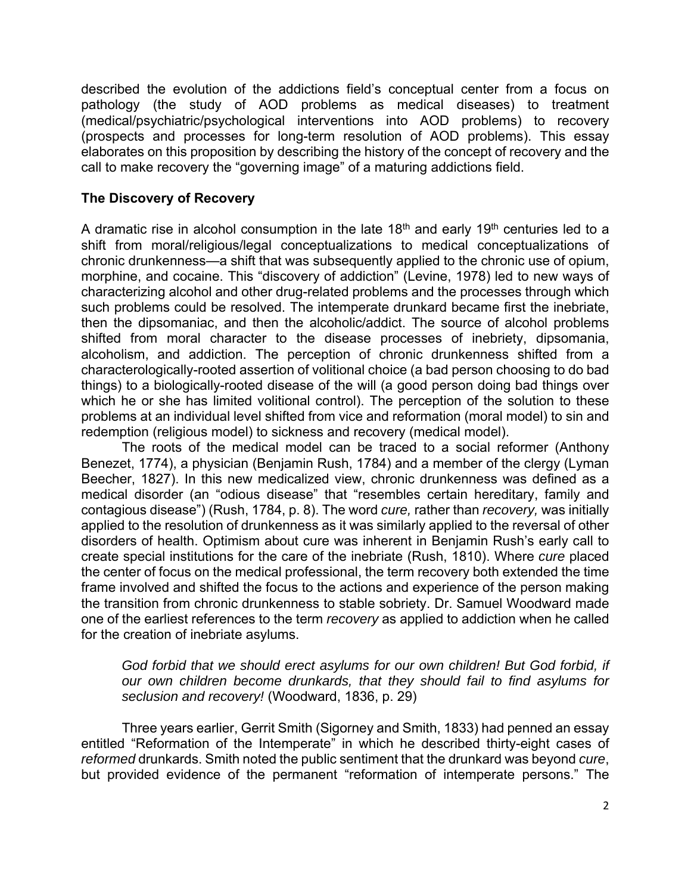described the evolution of the addictions field's conceptual center from a focus on pathology (the study of AOD problems as medical diseases) to treatment (medical/psychiatric/psychological interventions into AOD problems) to recovery (prospects and processes for long-term resolution of AOD problems). This essay elaborates on this proposition by describing the history of the concept of recovery and the call to make recovery the "governing image" of a maturing addictions field.

## The Discovery of Recovery

A dramatic rise in alcohol consumption in the late 18th and early 19th centuries led to a shift from moral/religious/legal conceptualizations to medical conceptualizations of chronic drunkenness—a shift that was subsequently applied to the chronic use of opium, morphine, and cocaine. This "discovery of addiction" (Levine, 1978) led to new ways of characterizing alcohol and other drug-related problems and the processes through which such problems could be resolved. The intemperate drunkard became first the inebriate, then the dipsomaniac, and then the alcoholic/addict. The source of alcohol problems shifted from moral character to the disease processes of inebriety, dipsomania, alcoholism, and addiction. The perception of chronic drunkenness shifted from a characterologically-rooted assertion of volitional choice (a bad person choosing to do bad things) to a biologically-rooted disease of the will (a good person doing bad things over which he or she has limited volitional control). The perception of the solution to these problems at an individual level shifted from vice and reformation (moral model) to sin and redemption (religious model) to sickness and recovery (medical model).

The roots of the medical model can be traced to a social reformer (Anthony Benezet, 1774), a physician (Benjamin Rush, 1784) and a member of the clergy (Lyman Beecher, 1827). In this new medicalized view, chronic drunkenness was defined as a medical disorder (an "odious disease" that "resembles certain hereditary, family and contagious disease") (Rush, 1784, p. 8). The word *cure,* rather than *recovery,* was initially applied to the resolution of drunkenness as it was similarly applied to the reversal of other disorders of health. Optimism about cure was inherent in Benjamin Rush's early call to create special institutions for the care of the inebriate (Rush, 1810). Where *cure* placed the center of focus on the medical professional, the term recovery both extended the time frame involved and shifted the focus to the actions and experience of the person making the transition from chronic drunkenness to stable sobriety. Dr. Samuel Woodward made one of the earliest references to the term *recovery* as applied to addiction when he called for the creation of inebriate asylums.

> *God forbid that we should erect asylums for our own children! But God forbid, if our own children become drunkards, that they should fail to find asylums for seclusion and recovery!* (Woodward, 1836, p. 29)

Three years earlier, Gerrit Smith (Sigorney and Smith, 1833) had penned an essay entitled "Reformation of the Intemperate" in which he described thirty-eight cases of *reformed* drunkards. Smith noted the public sentiment that the drunkard was beyond *cure*, but provided evidence of the permanent "reformation of intemperate persons." The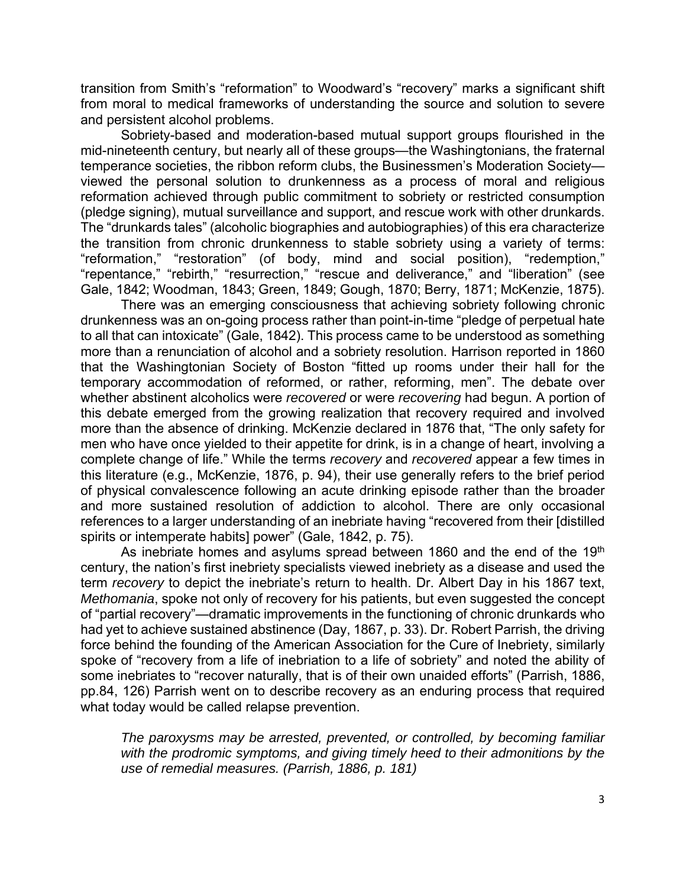transition from Smith's "reformation" to Woodward's "recovery" marks a significant shift from moral to medical frameworks of understanding the source and solution to severe and persistent alcohol problems.

Sobriety-based and moderation-based mutual support groups flourished in the mid-nineteenth century, but nearly all of these groups—the Washingtonians, the fraternal temperance societies, the ribbon reform clubs, the Businessmen's Moderation Society—viewed the personal solution to drunkenness as a process of moral and religious reformation achieved through public commitment to sobriety or restricted consumption (pledge signing), mutual surveillance and support, and rescue work with other drunkards. The "drunkards tales" (alcoholic biographies and autobiographies) of this era characterize the transition from chronic drunkenness to stable sobriety using a variety of terms: "reformation," "restoration" (of body, mind and social position), "redemption," "repentance," "rebirth," "resurrection," "rescue and deliverance," and "liberation" (see Gale, 1842; Woodman, 1843; Green, 1849; Gough, 1870; Berry, 1871; McKenzie, 1875).

There was an emerging consciousness that achieving sobriety following chronic drunkenness was an on-going process rather than point-in-time "pledge of perpetual hate to all that can intoxicate" (Gale, 1842). This process came to be understood as something more than a renunciation of alcohol and a sobriety resolution. Harrison reported in 1860 that the Washingtonian Society of Boston "fitted up rooms under their hall for the temporary accommodation of reformed, or rather, reforming, men". The debate over whether abstinent alcoholics were *recovered* or were *recovering* had begun. A portion of this debate emerged from the growing realization that recovery required and involved more than the absence of drinking. McKenzie declared in 1876 that, "The only safety for men who have once yielded to their appetite for drink, is in a change of heart, involving a complete change of life." While the terms *recovery* and *recovered* appear a few times in this literature (e.g., McKenzie, 1876, p. 94), their use generally refers to the brief period of physical convalescence following an acute drinking episode rather than the broader and more sustained resolution of addiction to alcohol. There are only occasional references to a larger understanding of an inebriate having "recovered from their [distilled spirits or intemperate habits] power" (Gale, 1842, p. 75).

As inebriate homes and asylums spread between 1860 and the end of the 19th century, the nation's first inebriety specialists viewed inebriety as a disease and used the term *recovery* to depict the inebriate's return to health. Dr. Albert Day in his 1867 text, *Methomania*, spoke not only of recovery for his patients, but even suggested the concept of "partial recovery"—dramatic improvements in the functioning of chronic drunkards who had yet to achieve sustained abstinence (Day, 1867, p. 33). Dr. Robert Parrish, the driving force behind the founding of the American Association for the Cure of Inebriety, similarly spoke of "recovery from a life of inebriation to a life of sobriety" and noted the ability of some inebriates to "recover naturally, that is of their own unaided efforts" (Parrish, 1886, pp.84, 126) Parrish went on to describe recovery as an enduring process that required what today would be called relapse prevention.

> *The paroxysms may be arrested, prevented, or controlled, by becoming familiar with the prodromic symptoms, and giving timely heed to their admonitions by the use of remedial measures. (Parrish, 1886, p. 181)*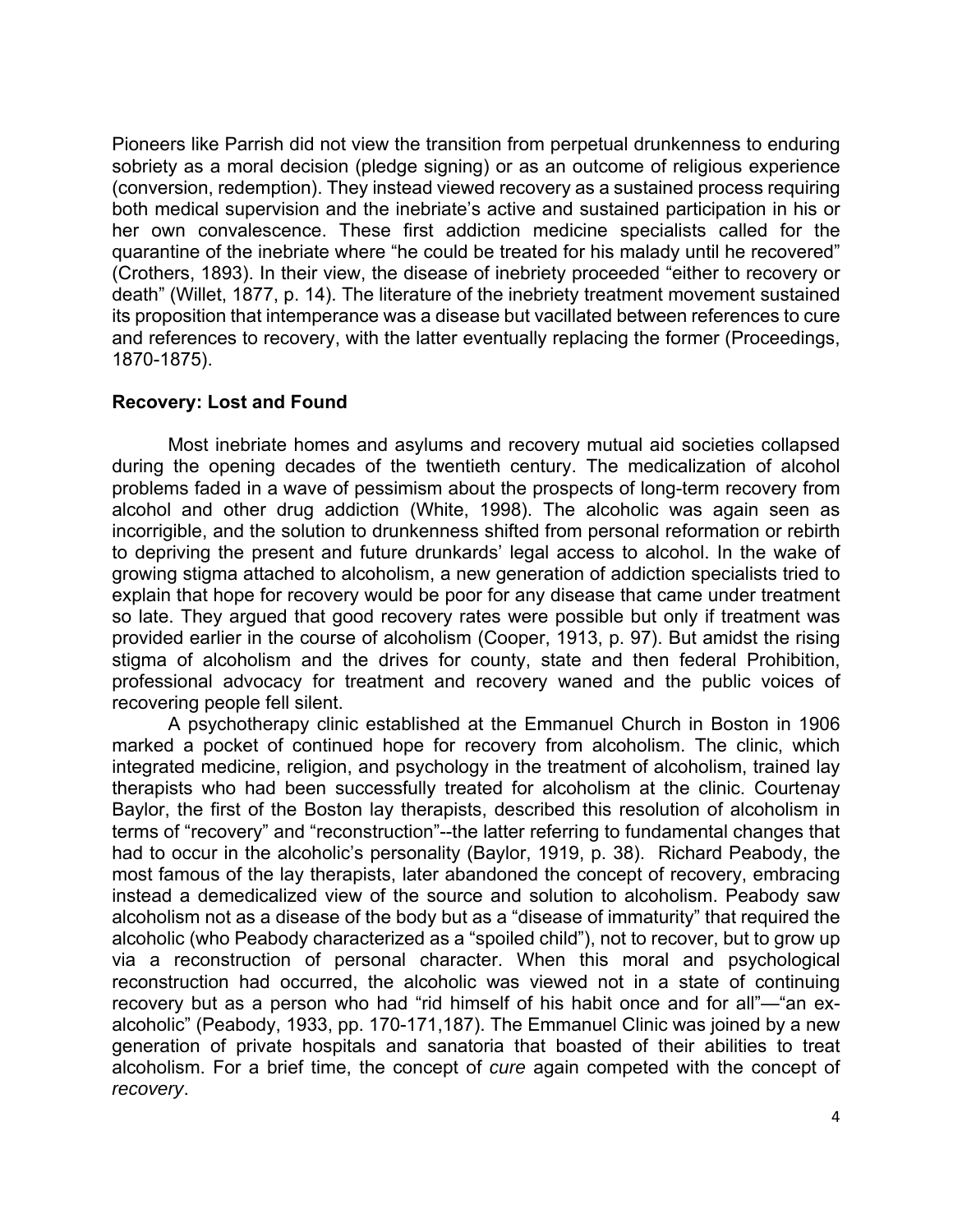Pioneers like Parrish did not view the transition from perpetual drunkenness to enduring sobriety as a moral decision (pledge signing) or as an outcome of religious experience (conversion, redemption). They instead viewed recovery as a sustained process requiring both medical supervision and the inebriate's active and sustained participation in his or her own convalescence. These first addiction medicine specialists called for the quarantine of the inebriate where "he could be treated for his malady until he recovered" (Crothers, 1893). In their view, the disease of inebriety proceeded "either to recovery or death" (Willet, 1877, p. 14). The literature of the inebriety treatment movement sustained its proposition that intemperance was a disease but vacillated between references to cure and references to recovery, with the latter eventually replacing the former (Proceedings, 1870-1875).

**Recovery: Lost and Found**

Most inebriate homes and asylums and recovery mutual aid societies collapsed during the opening decades of the twentieth century. The medicalization of alcohol problems faded in a wave of pessimism about the prospects of long-term recovery from alcohol and other drug addiction (White, 1998). The alcoholic was again seen as incorrigible, and the solution to drunkenness shifted from personal reformation or rebirth to depriving the present and future drunkards' legal access to alcohol. In the wake of growing stigma attached to alcoholism, a new generation of addiction specialists tried to explain that hope for recovery would be poor for any disease that came under treatment so late. They argued that good recovery rates were possible but only if treatment was provided earlier in the course of alcoholism (Cooper, 1913, p. 97). But amidst the rising stigma of alcoholism and the drives for county, state and then federal Prohibition, professional advocacy for treatment and recovery waned and the public voices of recovering people fell silent.

A psychotherapy clinic established at the Emmanuel Church in Boston in 1906 marked a pocket of continued hope for recovery from alcoholism. The clinic, which integrated medicine, religion, and psychology in the treatment of alcoholism, trained lay therapists who had been successfully treated for alcoholism at the clinic. Courtenay Baylor, the first of the Boston lay therapists, described this resolution of alcoholism in terms of "recovery" and "reconstruction"--the latter referring to fundamental changes that had to occur in the alcoholic's personality (Baylor, 1919, p. 38). Richard Peabody, the most famous of the lay therapists, later abandoned the concept of recovery, embracing instead a demedicalized view of the source and solution to alcoholism. Peabody saw alcoholism not as a disease of the body but as a "disease of immaturity" that required the alcoholic (who Peabody characterized as a "spoiled child"), not to recover, but to grow up via a reconstruction of personal character. When this moral and psychological reconstruction had occurred, the alcoholic was viewed not in a state of continuing recovery but as a person who had "rid himself of his habit once and for all"—"an ex-alcoholic" (Peabody, 1933, pp. 170-171,187). The Emmanuel Clinic was joined by a new generation of private hospitals and sanatoria that boasted of their abilities to treat alcoholism. For a brief time, the concept of *cure* again competed with the concept of *recovery*.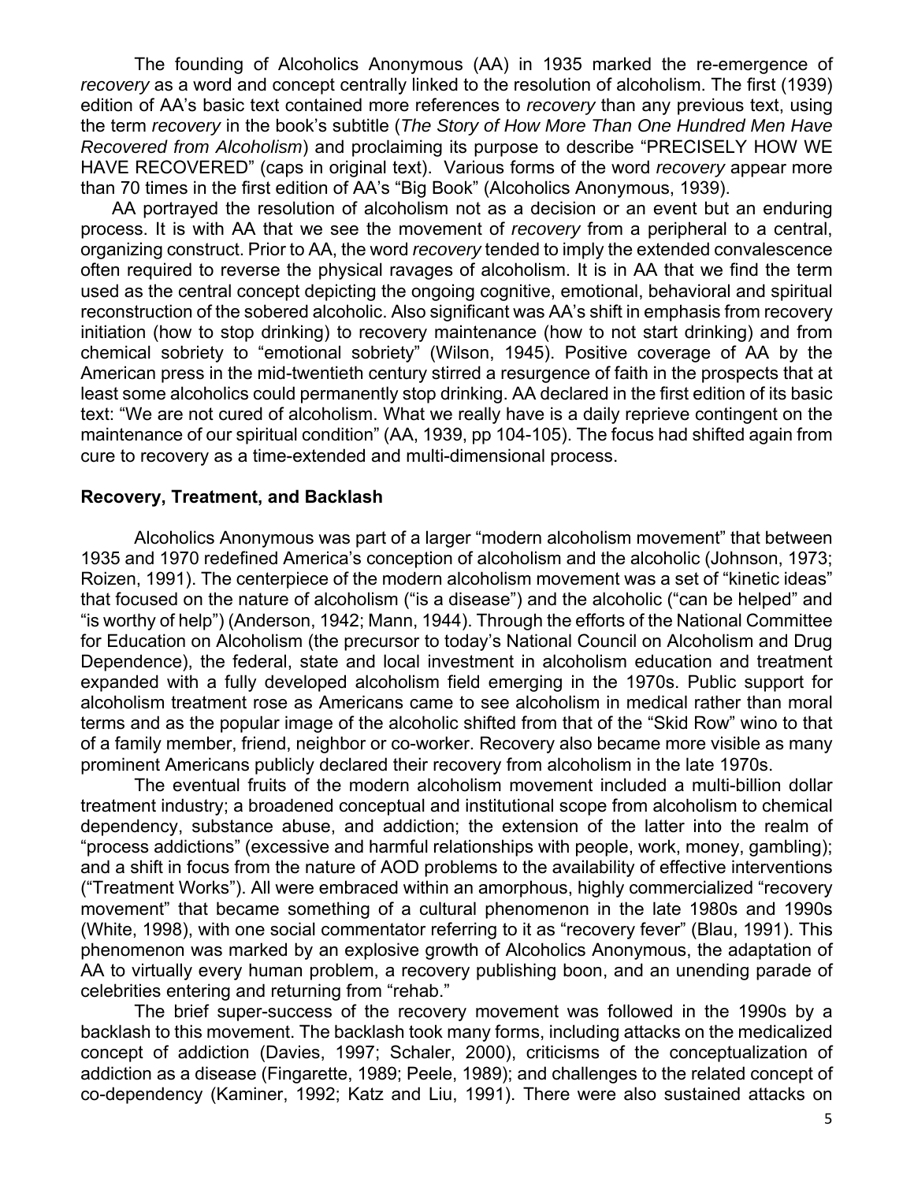The founding of Alcoholics Anonymous (AA) in 1935 marked the re-emergence of *recovery* as a word and concept centrally linked to the resolution of alcoholism. The first (1939) edition of AA's basic text contained more references to *recovery* than any previous text, using the term *recovery* in the book's subtitle (*The Story of How More Than One Hundred Men Have Recovered from Alcoholism*) and proclaiming its purpose to describe "PRECISELY HOW WE HAVE RECOVERED" (caps in original text). Various forms of the word *recovery* appear more than 70 times in the first edition of AA's "Big Book" (Alcoholics Anonymous, 1939).

AA portrayed the resolution of alcoholism not as a decision or an event but an enduring process. It is with AA that we see the movement of *recovery* from a peripheral to a central, organizing construct. Prior to AA, the word *recovery* tended to imply the extended convalescence often required to reverse the physical ravages of alcoholism. It is in AA that we find the term used as the central concept depicting the ongoing cognitive, emotional, behavioral and spiritual reconstruction of the sobered alcoholic. Also significant was AA's shift in emphasis from recovery initiation (how to stop drinking) to recovery maintenance (how to not start drinking) and from chemical sobriety to "emotional sobriety" (Wilson, 1945). Positive coverage of AA by the American press in the mid-twentieth century stirred a resurgence of faith in the prospects that at least some alcoholics could permanently stop drinking. AA declared in the first edition of its basic text: "We are not cured of alcoholism. What we really have is a daily reprieve contingent on the maintenance of our spiritual condition" (AA, 1939, pp 104-105). The focus had shifted again from cure to recovery as a time-extended and multi-dimensional process.

### Recovery, Treatment, and Backlash

Alcoholics Anonymous was part of a larger "modern alcoholism movement" that between 1935 and 1970 redefined America's conception of alcoholism and the alcoholic (Johnson, 1973; Roizen, 1991). The centerpiece of the modern alcoholism movement was a set of "kinetic ideas" that focused on the nature of alcoholism ("is a disease") and the alcoholic ("can be helped" and "is worthy of help") (Anderson, 1942; Mann, 1944). Through the efforts of the National Committee for Education on Alcoholism (the precursor to today's National Council on Alcoholism and Drug Dependence), the federal, state and local investment in alcoholism education and treatment expanded with a fully developed alcoholism field emerging in the 1970s. Public support for alcoholism treatment rose as Americans came to see alcoholism in medical rather than moral terms and as the popular image of the alcoholic shifted from that of the "Skid Row" wino to that of a family member, friend, neighbor or co-worker. Recovery also became more visible as many prominent Americans publicly declared their recovery from alcoholism in the late 1970s.

The eventual fruits of the modern alcoholism movement included a multi-billion dollar treatment industry; a broadened conceptual and institutional scope from alcoholism to chemical dependency, substance abuse, and addiction; the extension of the latter into the realm of "process addictions" (excessive and harmful relationships with people, work, money, gambling); and a shift in focus from the nature of AOD problems to the availability of effective interventions ("Treatment Works"). All were embraced within an amorphous, highly commercialized "recovery movement" that became something of a cultural phenomenon in the late 1980s and 1990s (White, 1998), with one social commentator referring to it as "recovery fever" (Blau, 1991). This phenomenon was marked by an explosive growth of Alcoholics Anonymous, the adaptation of AA to virtually every human problem, a recovery publishing boon, and an unending parade of celebrities entering and returning from "rehab."

The brief super-success of the recovery movement was followed in the 1990s by a backlash to this movement. The backlash took many forms, including attacks on the medicalized concept of addiction (Davies, 1997; Schaler, 2000), criticisms of the conceptualization of addiction as a disease (Fingarette, 1989; Peele, 1989); and challenges to the related concept of co-dependency (Kaminer, 1992; Katz and Liu, 1991). There were also sustained attacks on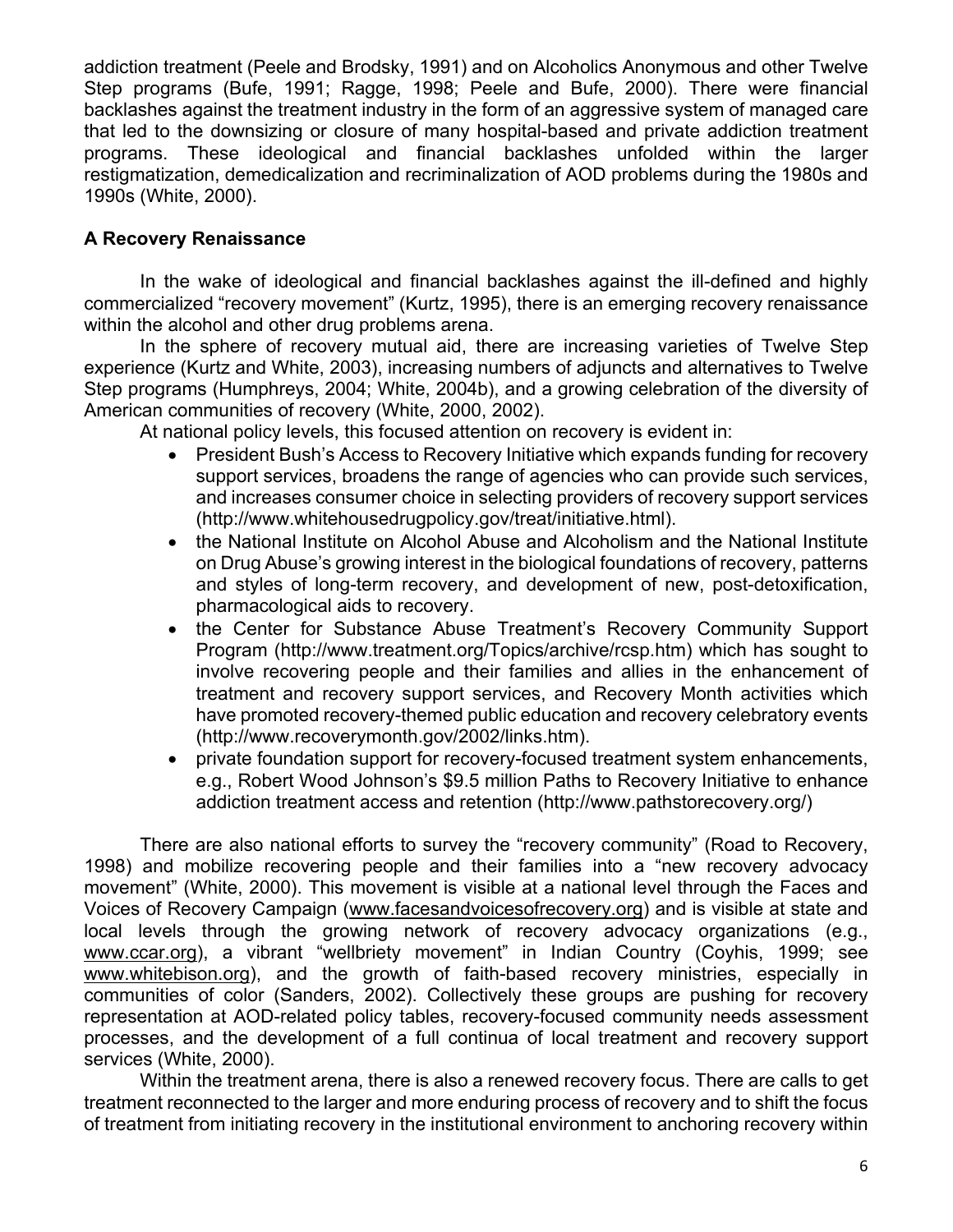addiction treatment (Peele and Brodsky, 1991) and on Alcoholics Anonymous and other Twelve Step programs (Bufe, 1991; Ragge, 1998; Peele and Bufe, 2000). There were financial backlashes against the treatment industry in the form of an aggressive system of managed care that led to the downsizing or closure of many hospital-based and private addiction treatment programs. These ideological and financial backlashes unfolded within the larger restigmatization, demedicalization and recriminalization of AOD problems during the 1980s and 1990s (White, 2000).

**A Recovery Renaissance**

In the wake of ideological and financial backlashes against the ill-defined and highly commercialized "recovery movement" (Kurtz, 1995), there is an emerging recovery renaissance within the alcohol and other drug problems arena.

In the sphere of recovery mutual aid, there are increasing varieties of Twelve Step experience (Kurtz and White, 2003), increasing numbers of adjuncts and alternatives to Twelve Step programs (Humphreys, 2004; White, 2004b), and a growing celebration of the diversity of American communities of recovery (White, 2000, 2002).

At national policy levels, this focused attention on recovery is evident in:

- President Bush's Access to Recovery Initiative which expands funding for recovery support services, broadens the range of agencies who can provide such services, and increases consumer choice in selecting providers of recovery support services (http://www.whitehousedrugpolicy.gov/treat/initiative.html).
- the National Institute on Alcohol Abuse and Alcoholism and the National Institute on Drug Abuse's growing interest in the biological foundations of recovery, patterns and styles of long-term recovery, and development of new, post-detoxification, pharmacological aids to recovery.
- the Center for Substance Abuse Treatment's Recovery Community Support Program (http://www.treatment.org/Topics/archive/rcsp.htm) which has sought to involve recovering people and their families and allies in the enhancement of treatment and recovery support services, and Recovery Month activities which have promoted recovery-themed public education and recovery celebratory events (http://www.recoverymonth.gov/2002/links.htm).
- private foundation support for recovery-focused treatment system enhancements, e.g., Robert Wood Johnson's $9.5 million Paths to Recovery Initiative to enhance addiction treatment access and retention (http://www.pathstorecovery.org/)

There are also national efforts to survey the "recovery community" (Road to Recovery, 1998) and mobilize recovering people and their families into a "new recovery advocacy movement" (White, 2000). This movement is visible at a national level through the Faces and Voices of Recovery Campaign (www.facesandvoicesofrecovery.org) and is visible at state and local levels through the growing network of recovery advocacy organizations (e.g., www.ccar.org), a vibrant "wellbriety movement" in Indian Country (Coyhis, 1999; see www.whitebison.org), and the growth of faith-based recovery ministries, especially in communities of color (Sanders, 2002). Collectively these groups are pushing for recovery representation at AOD-related policy tables, recovery-focused community needs assessment processes, and the development of a full continua of local treatment and recovery support services (White, 2000).

Within the treatment arena, there is also a renewed recovery focus. There are calls to get treatment reconnected to the larger and more enduring process of recovery and to shift the focus of treatment from initiating recovery in the institutional environment to anchoring recovery within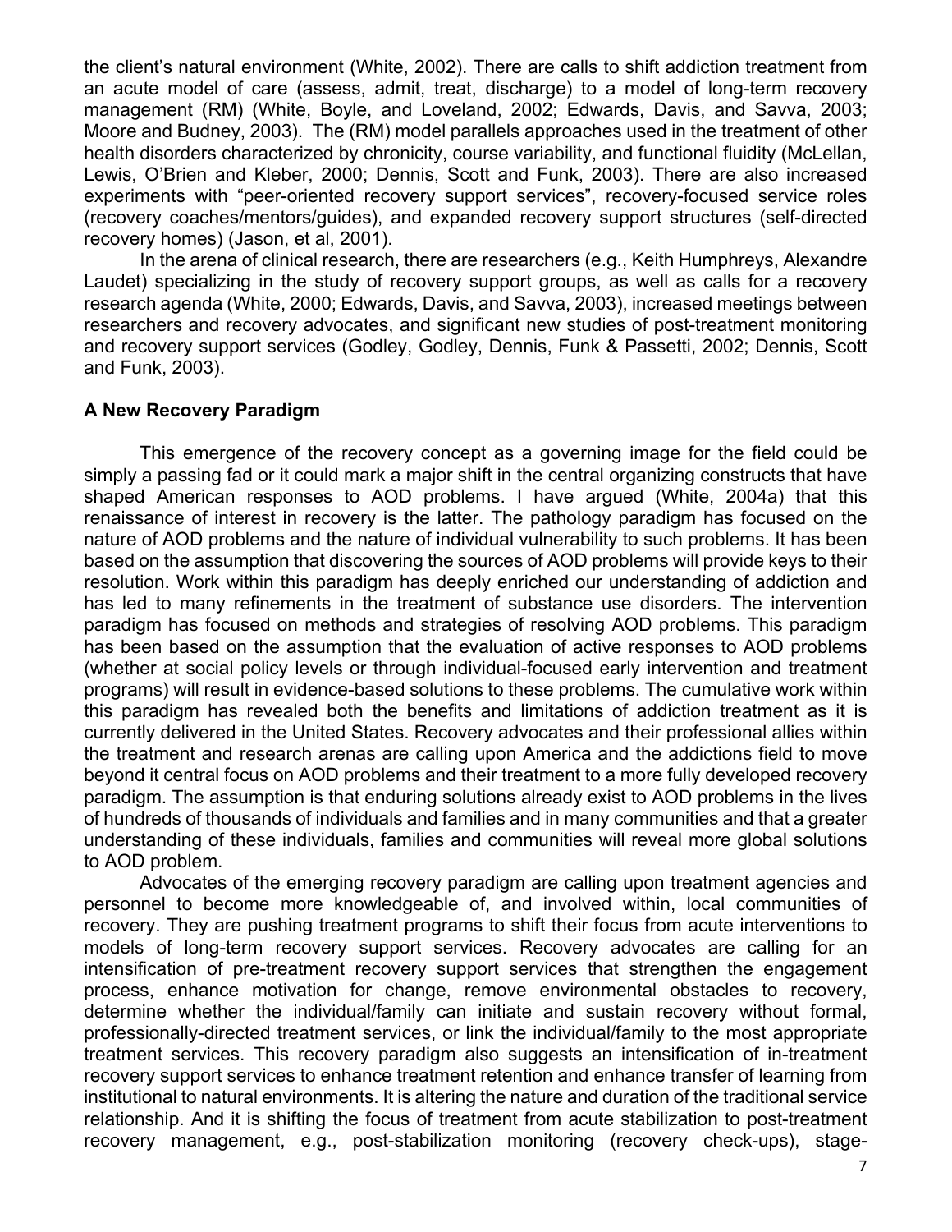the client's natural environment (White, 2002). There are calls to shift addiction treatment from an acute model of care (assess, admit, treat, discharge) to a model of long-term recovery management (RM) (White, Boyle, and Loveland, 2002; Edwards, Davis, and Savva, 2003; Moore and Budney, 2003). The (RM) model parallels approaches used in the treatment of other health disorders characterized by chronicity, course variability, and functional fluidity (McLellan, Lewis, O'Brien and Kleber, 2000; Dennis, Scott and Funk, 2003). There are also increased experiments with "peer-oriented recovery support services", recovery-focused service roles (recovery coaches/mentors/guides), and expanded recovery support structures (self-directed recovery homes) (Jason, et al, 2001).

In the arena of clinical research, there are researchers (e.g., Keith Humphreys, Alexandre Laudet) specializing in the study of recovery support groups, as well as calls for a recovery research agenda (White, 2000; Edwards, Davis, and Savva, 2003), increased meetings between researchers and recovery advocates, and significant new studies of post-treatment monitoring and recovery support services (Godley, Godley, Dennis, Funk & Passetti, 2002; Dennis, Scott and Funk, 2003).

## A New Recovery Paradigm

This emergence of the recovery concept as a governing image for the field could be simply a passing fad or it could mark a major shift in the central organizing constructs that have shaped American responses to AOD problems. I have argued (White, 2004a) that this renaissance of interest in recovery is the latter. The pathology paradigm has focused on the nature of AOD problems and the nature of individual vulnerability to such problems. It has been based on the assumption that discovering the sources of AOD problems will provide keys to their resolution. Work within this paradigm has deeply enriched our understanding of addiction and has led to many refinements in the treatment of substance use disorders. The intervention paradigm has focused on methods and strategies of resolving AOD problems. This paradigm has been based on the assumption that the evaluation of active responses to AOD problems (whether at social policy levels or through individual-focused early intervention and treatment programs) will result in evidence-based solutions to these problems. The cumulative work within this paradigm has revealed both the benefits and limitations of addiction treatment as it is currently delivered in the United States. Recovery advocates and their professional allies within the treatment and research arenas are calling upon America and the addictions field to move beyond it central focus on AOD problems and their treatment to a more fully developed recovery paradigm. The assumption is that enduring solutions already exist to AOD problems in the lives of hundreds of thousands of individuals and families and in many communities and that a greater understanding of these individuals, families and communities will reveal more global solutions to AOD problem.

Advocates of the emerging recovery paradigm are calling upon treatment agencies and personnel to become more knowledgeable of, and involved within, local communities of recovery. They are pushing treatment programs to shift their focus from acute interventions to models of long-term recovery support services. Recovery advocates are calling for an intensification of pre-treatment recovery support services that strengthen the engagement process, enhance motivation for change, remove environmental obstacles to recovery, determine whether the individual/family can initiate and sustain recovery without formal, professionally-directed treatment services, or link the individual/family to the most appropriate treatment services. This recovery paradigm also suggests an intensification of in-treatment recovery support services to enhance treatment retention and enhance transfer of learning from institutional to natural environments. It is altering the nature and duration of the traditional service relationship. And it is shifting the focus of treatment from acute stabilization to post-treatment recovery management, e.g., post-stabilization monitoring (recovery check-ups), stage-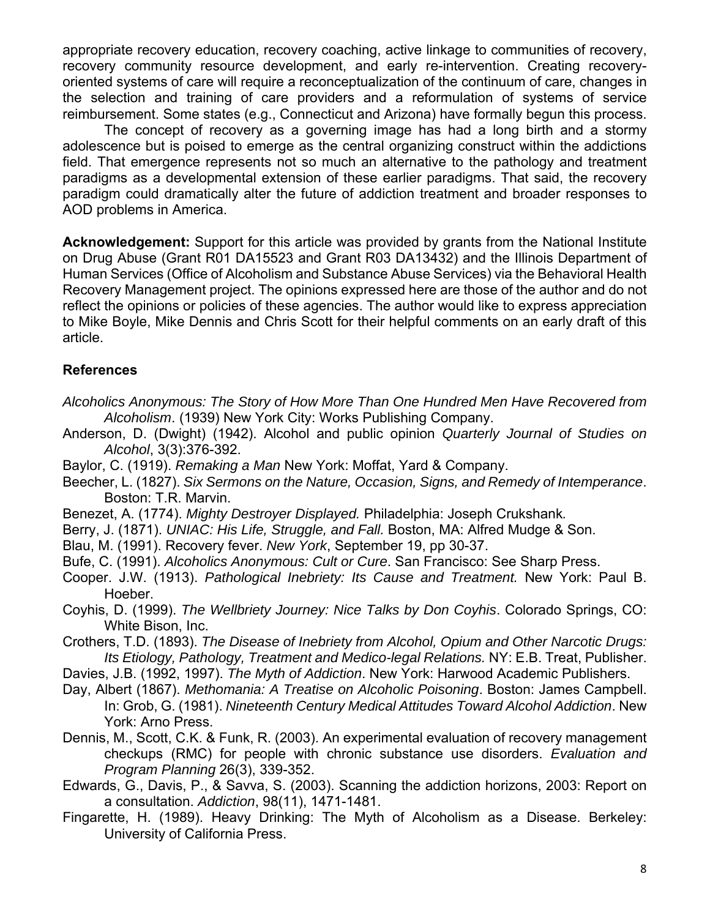appropriate recovery education, recovery coaching, active linkage to communities of recovery, recovery community resource development, and early re-intervention. Creating recovery-oriented systems of care will require a reconceptualization of the continuum of care, changes in the selection and training of care providers and a reformulation of systems of service reimbursement. Some states (e.g., Connecticut and Arizona) have formally begun this process.

The concept of recovery as a governing image has had a long birth and a stormy adolescence but is poised to emerge as the central organizing construct within the addictions field. That emergence represents not so much an alternative to the pathology and treatment paradigms as a developmental extension of these earlier paradigms. That said, the recovery paradigm could dramatically alter the future of addiction treatment and broader responses to AOD problems in America.

**Acknowledgement:** Support for this article was provided by grants from the National Institute on Drug Abuse (Grant R01 DA15523 and Grant R03 DA13432) and the Illinois Department of Human Services (Office of Alcoholism and Substance Abuse Services) via the Behavioral Health Recovery Management project. The opinions expressed here are those of the author and do not reflect the opinions or policies of these agencies. The author would like to express appreciation to Mike Boyle, Mike Dennis and Chris Scott for their helpful comments on an early draft of this article.

## References

*Alcoholics Anonymous: The Story of How More Than One Hundred Men Have Recovered from Alcoholism*. (1939) New York City: Works Publishing Company.

Anderson, D. (Dwight) (1942). Alcohol and public opinion *Quarterly Journal of Studies on Alcohol*, 3(3):376-392.

Baylor, C. (1919). *Remaking a Man* New York: Moffat, Yard & Company.

Beecher, L. (1827). *Six Sermons on the Nature, Occasion, Signs, and Remedy of Intemperance*. Boston: T.R. Marvin.

Benezet, A. (1774). *Mighty Destroyer Displayed.* Philadelphia: Joseph Crukshank.

Berry, J. (1871). *UNIAC: His Life, Struggle, and Fall.* Boston, MA: Alfred Mudge & Son.

Blau, M. (1991). Recovery fever. *New York*, September 19, pp 30-37.

Bufe, C. (1991). *Alcoholics Anonymous: Cult or Cure*. San Francisco: See Sharp Press.

Cooper. J.W. (1913). *Pathological Inebriety: Its Cause and Treatment.* New York: Paul B. Hoeber.

Coyhis, D. (1999). *The Wellbriety Journey: Nice Talks by Don Coyhis*. Colorado Springs, CO: White Bison, Inc.

Crothers, T.D. (1893). *The Disease of Inebriety from Alcohol, Opium and Other Narcotic Drugs: Its Etiology, Pathology, Treatment and Medico-legal Relations.* NY: E.B. Treat, Publisher.

Davies, J.B. (1992, 1997). *The Myth of Addiction*. New York: Harwood Academic Publishers.

Day, Albert (1867). *Methomania: A Treatise on Alcoholic Poisoning*. Boston: James Campbell. In: Grob, G. (1981). *Nineteenth Century Medical Attitudes Toward Alcohol Addiction*. New York: Arno Press.

Dennis, M., Scott, C.K. & Funk, R. (2003). An experimental evaluation of recovery management checkups (RMC) for people with chronic substance use disorders. *Evaluation and Program Planning* 26(3), 339-352.

Edwards, G., Davis, P., & Savva, S. (2003). Scanning the addiction horizons, 2003: Report on a consultation. *Addiction*, 98(11), 1471-1481.

Fingarette, H. (1989). Heavy Drinking: The Myth of Alcoholism as a Disease. Berkeley: University of California Press.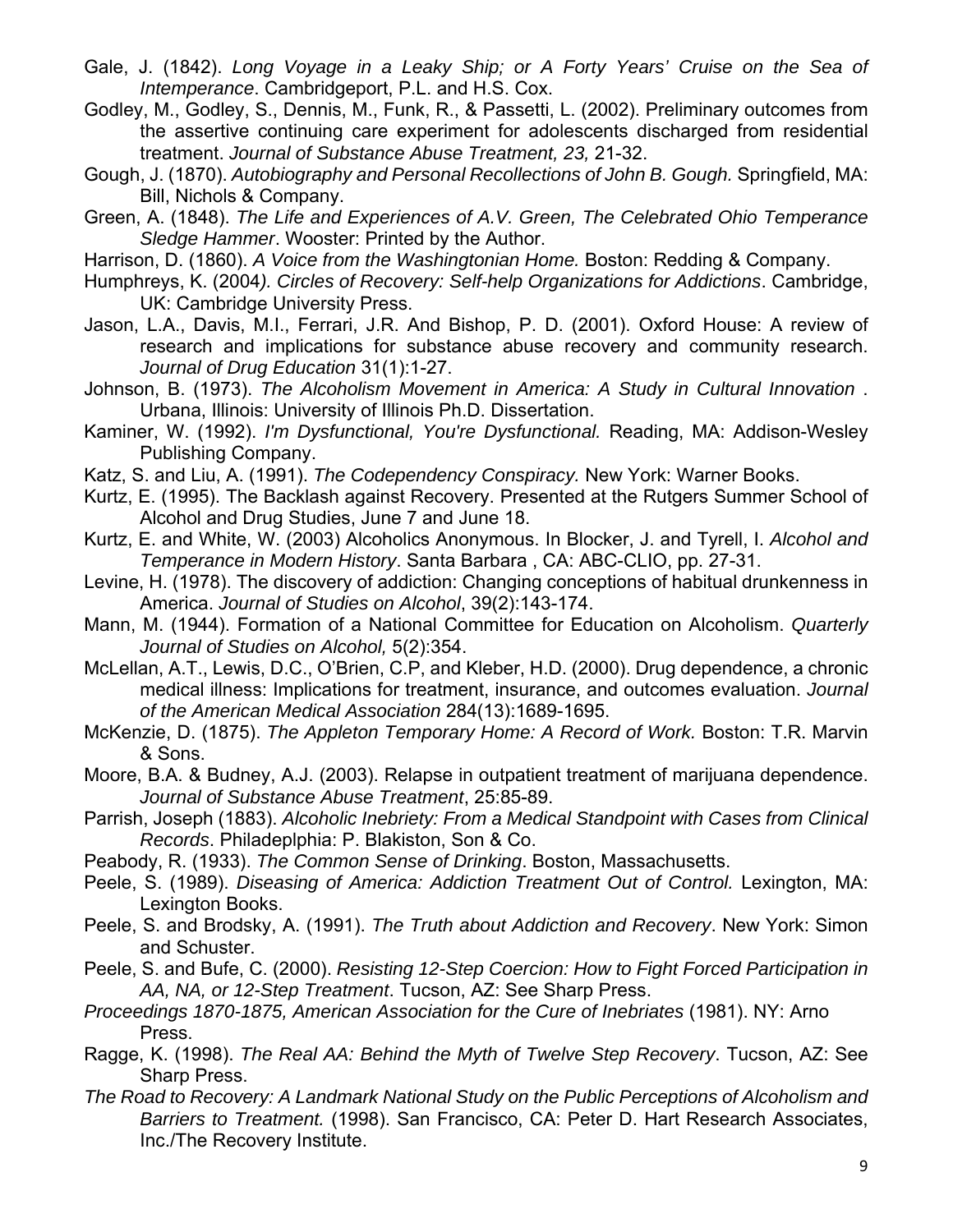Gale, J. (1842). *Long Voyage in a Leaky Ship; or A Forty Years' Cruise on the Sea of Intemperance*. Cambridgeport, P.L. and H.S. Cox.

Godley, M., Godley, S., Dennis, M., Funk, R., & Passetti, L. (2002). Preliminary outcomes from the assertive continuing care experiment for adolescents discharged from residential treatment. *Journal of Substance Abuse Treatment, 23,* 21-32.

Gough, J. (1870). *Autobiography and Personal Recollections of John B. Gough.* Springfield, MA: Bill, Nichols & Company.

Green, A. (1848). *The Life and Experiences of A.V. Green, The Celebrated Ohio Temperance Sledge Hammer*. Wooster: Printed by the Author.

Harrison, D. (1860). *A Voice from the Washingtonian Home.* Boston: Redding & Company.

Humphreys, K. (2004*). Circles of Recovery: Self-help Organizations for Addictions*. Cambridge, UK: Cambridge University Press.

Jason, L.A., Davis, M.I., Ferrari, J.R. And Bishop, P. D. (2001). Oxford House: A review of research and implications for substance abuse recovery and community research. *Journal of Drug Education* 31(1):1-27.

Johnson, B. (1973). *The Alcoholism Movement in America: A Study in Cultural Innovation* . Urbana, Illinois: University of Illinois Ph.D. Dissertation.

Kaminer, W. (1992). *I'm Dysfunctional, You're Dysfunctional.* Reading, MA: Addison-Wesley Publishing Company.

Katz, S. and Liu, A. (1991). *The Codependency Conspiracy.* New York: Warner Books.

Kurtz, E. (1995). The Backlash against Recovery. Presented at the Rutgers Summer School of Alcohol and Drug Studies, June 7 and June 18.

Kurtz, E. and White, W. (2003) Alcoholics Anonymous. In Blocker, J. and Tyrell, I. *Alcohol and Temperance in Modern History*. Santa Barbara , CA: ABC-CLIO, pp. 27-31.

Levine, H. (1978). The discovery of addiction: Changing conceptions of habitual drunkenness in America. *Journal of Studies on Alcohol*, 39(2):143-174.

Mann, M. (1944). Formation of a National Committee for Education on Alcoholism. *Quarterly Journal of Studies on Alcohol,* 5(2):354.

McLellan, A.T., Lewis, D.C., O'Brien, C.P, and Kleber, H.D. (2000). Drug dependence, a chronic medical illness: Implications for treatment, insurance, and outcomes evaluation. *Journal of the American Medical Association* 284(13):1689-1695.

McKenzie, D. (1875). *The Appleton Temporary Home: A Record of Work.* Boston: T.R. Marvin & Sons.

Moore, B.A. & Budney, A.J. (2003). Relapse in outpatient treatment of marijuana dependence. *Journal of Substance Abuse Treatment*, 25:85-89.

Parrish, Joseph (1883). *Alcoholic Inebriety: From a Medical Standpoint with Cases from Clinical Records*. Philadeplphia: P. Blakiston, Son & Co.

Peabody, R. (1933). *The Common Sense of Drinking*. Boston, Massachusetts.

Peele, S. (1989). *Diseasing of America: Addiction Treatment Out of Control.* Lexington, MA: Lexington Books.

Peele, S. and Brodsky, A. (1991). *The Truth about Addiction and Recovery*. New York: Simon and Schuster.

Peele, S. and Bufe, C. (2000). *Resisting 12-Step Coercion: How to Fight Forced Participation in AA, NA, or 12-Step Treatment*. Tucson, AZ: See Sharp Press.

*Proceedings 1870-1875, American Association for the Cure of Inebriates* (1981). NY: Arno Press.

Ragge, K. (1998). *The Real AA: Behind the Myth of Twelve Step Recovery*. Tucson, AZ: See Sharp Press.

*The Road to Recovery: A Landmark National Study on the Public Perceptions of Alcoholism and Barriers to Treatment.* (1998). San Francisco, CA: Peter D. Hart Research Associates, Inc./The Recovery Institute.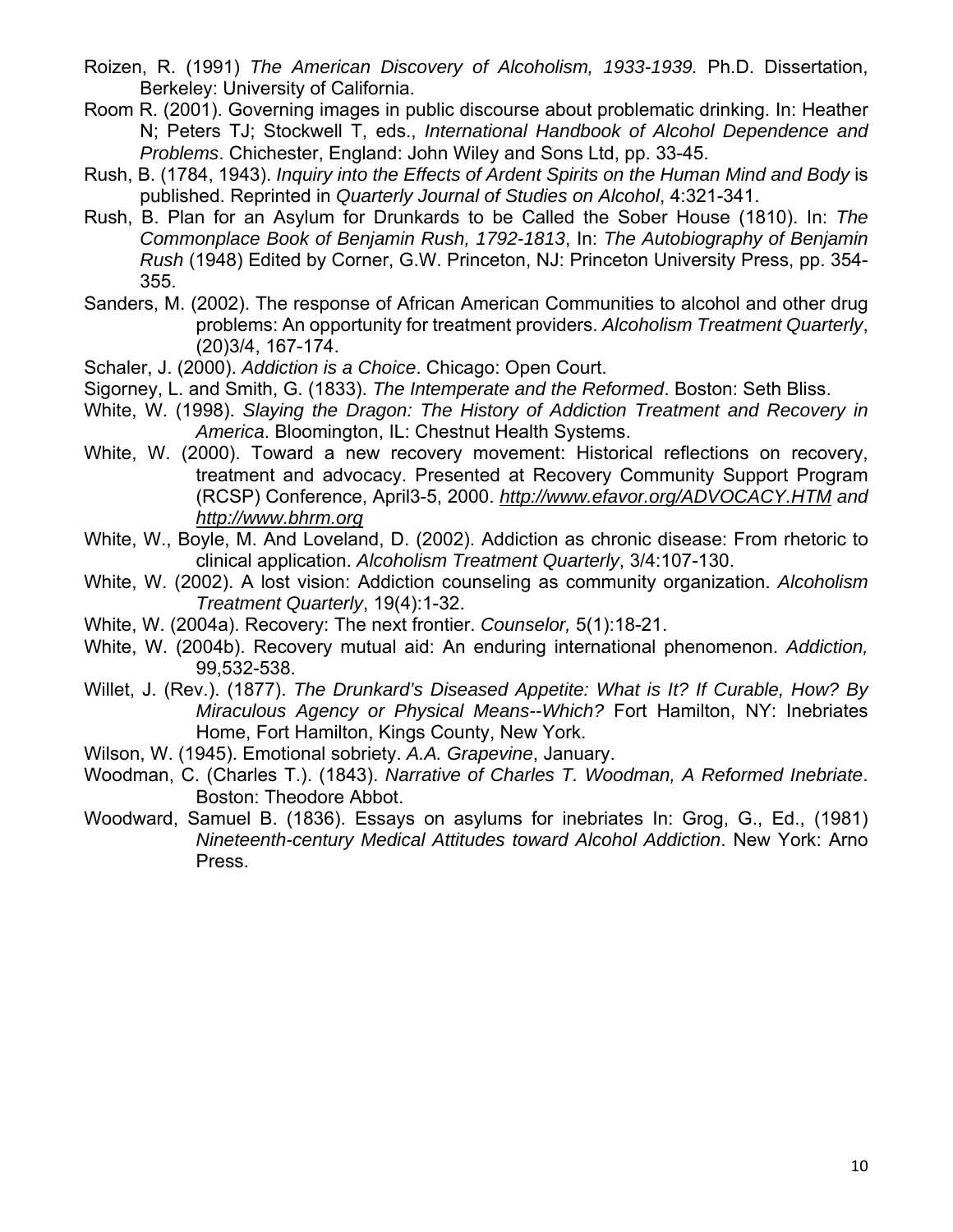Roizen, R. (1991) *The American Discovery of Alcoholism, 1933-1939.* Ph.D. Dissertation, Berkeley: University of California.

Room R. (2001). Governing images in public discourse about problematic drinking. In: Heather N; Peters TJ; Stockwell T, eds., *International Handbook of Alcohol Dependence and Problems*. Chichester, England: John Wiley and Sons Ltd, pp. 33-45.

Rush, B. (1784, 1943). *Inquiry into the Effects of Ardent Spirits on the Human Mind and Body* is published. Reprinted in *Quarterly Journal of Studies on Alcohol*, 4:321-341.

Rush, B. Plan for an Asylum for Drunkards to be Called the Sober House (1810). In: *The Commonplace Book of Benjamin Rush, 1792-1813*, In: *The Autobiography of Benjamin Rush* (1948) Edited by Corner, G.W. Princeton, NJ: Princeton University Press, pp. 354-355.

Sanders, M. (2002). The response of African American Communities to alcohol and other drug problems: An opportunity for treatment providers. *Alcoholism Treatment Quarterly*, (20)3/4, 167-174.

Schaler, J. (2000). *Addiction is a Choice*. Chicago: Open Court.

Sigorney, L. and Smith, G. (1833). *The Intemperate and the Reformed*. Boston: Seth Bliss.

White, W. (1998). *Slaying the Dragon: The History of Addiction Treatment and Recovery in America*. Bloomington, IL: Chestnut Health Systems.

White, W. (2000). Toward a new recovery movement: Historical reflections on recovery, treatment and advocacy. Presented at Recovery Community Support Program (RCSP) Conference, April3-5, 2000. *http://www.efavor.org/ADVOCACY.HTM and http://www.bhrm.org*

White, W., Boyle, M. And Loveland, D. (2002). Addiction as chronic disease: From rhetoric to clinical application. *Alcoholism Treatment Quarterly*, 3/4:107-130.

White, W. (2002). A lost vision: Addiction counseling as community organization. *Alcoholism Treatment Quarterly*, 19(4):1-32.

White, W. (2004a). Recovery: The next frontier. *Counselor,* 5(1):18-21.

White, W. (2004b). Recovery mutual aid: An enduring international phenomenon. *Addiction,* 99,532-538.

Willet, J. (Rev.). (1877). *The Drunkard's Diseased Appetite: What is It? If Curable, How? By Miraculous Agency or Physical Means--Which?* Fort Hamilton, NY: Inebriates Home, Fort Hamilton, Kings County, New York.

Wilson, W. (1945). Emotional sobriety. *A.A. Grapevine*, January.

Woodman, C. (Charles T.). (1843). *Narrative of Charles T. Woodman, A Reformed Inebriate*. Boston: Theodore Abbot.

Woodward, Samuel B. (1836). Essays on asylums for inebriates In: Grog, G., Ed., (1981) *Nineteenth-century Medical Attitudes toward Alcohol Addiction*. New York: Arno Press.